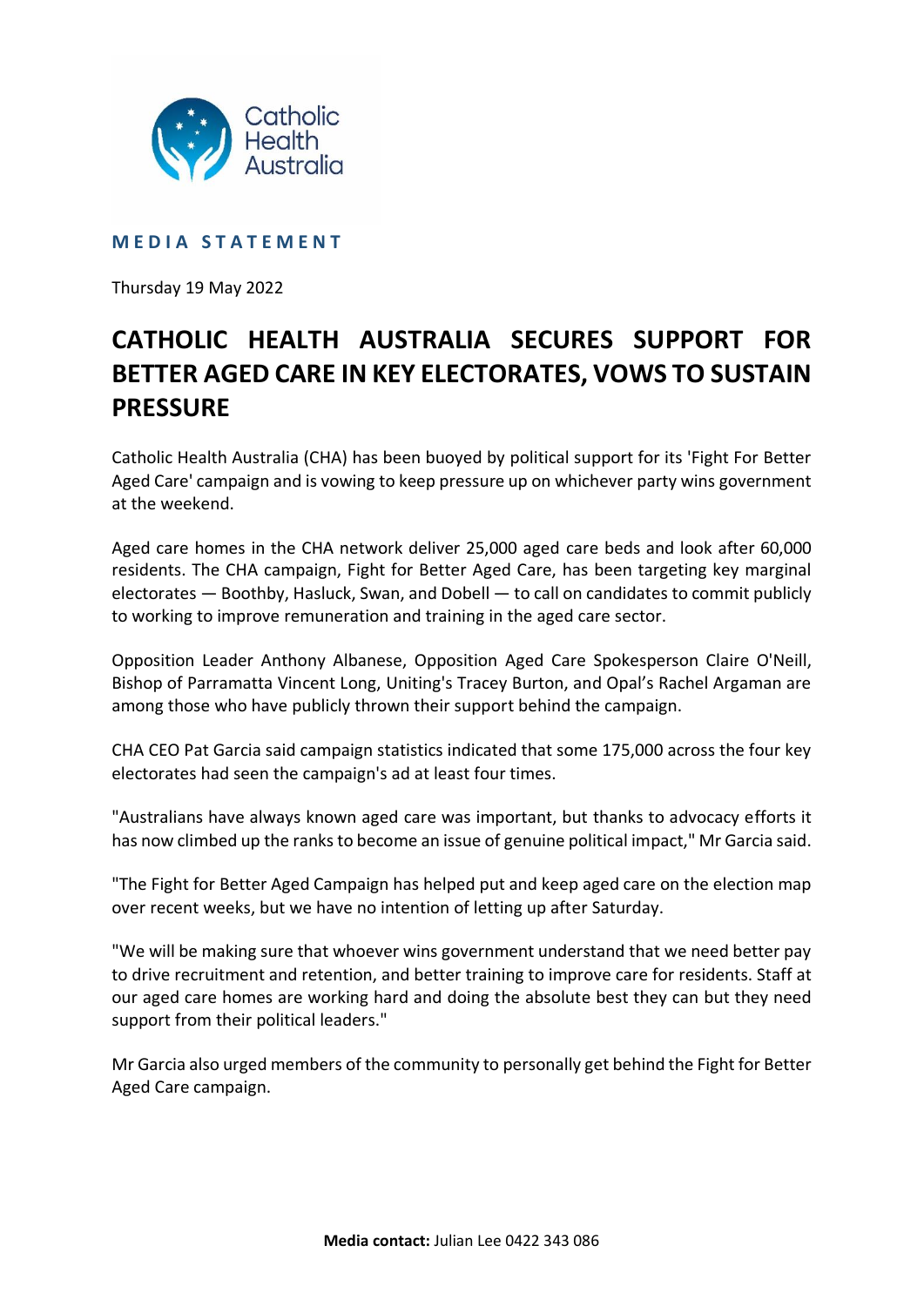Catholic Health Australia

**MEDIA STATEMENT**

Thursday 19 May 2022

# CATHOLIC HEALTH AUSTRALIA SECURES SUPPORT FOR BETTER AGED CARE IN KEY ELECTORATES, VOWS TO SUSTAIN PRESSURE

Catholic Health Australia (CHA) has been buoyed by political support for its 'Fight For Better Aged Care' campaign and is vowing to keep pressure up on whichever party wins government at the weekend.

Aged care homes in the CHA network deliver 25,000 aged care beds and look after 60,000 residents. The CHA campaign, Fight for Better Aged Care, has been targeting key marginal electorates — Boothby, Hasluck, Swan, and Dobell — to call on candidates to commit publicly to working to improve remuneration and training in the aged care sector.

Opposition Leader Anthony Albanese, Opposition Aged Care Spokesperson Claire O'Neill, Bishop of Parramatta Vincent Long, Uniting's Tracey Burton, and Opal's Rachel Argaman are among those who have publicly thrown their support behind the campaign.

CHA CEO Pat Garcia said campaign statistics indicated that some 175,000 across the four key electorates had seen the campaign's ad at least four times.

"Australians have always known aged care was important, but thanks to advocacy efforts it has now climbed up the ranks to become an issue of genuine political impact," Mr Garcia said.

"The Fight for Better Aged Campaign has helped put and keep aged care on the election map over recent weeks, but we have no intention of letting up after Saturday.

"We will be making sure that whoever wins government understand that we need better pay to drive recruitment and retention, and better training to improve care for residents. Staff at our aged care homes are working hard and doing the absolute best they can but they need support from their political leaders."

Mr Garcia also urged members of the community to personally get behind the Fight for Better Aged Care campaign.

**Media contact:** Julian Lee 0422 343 086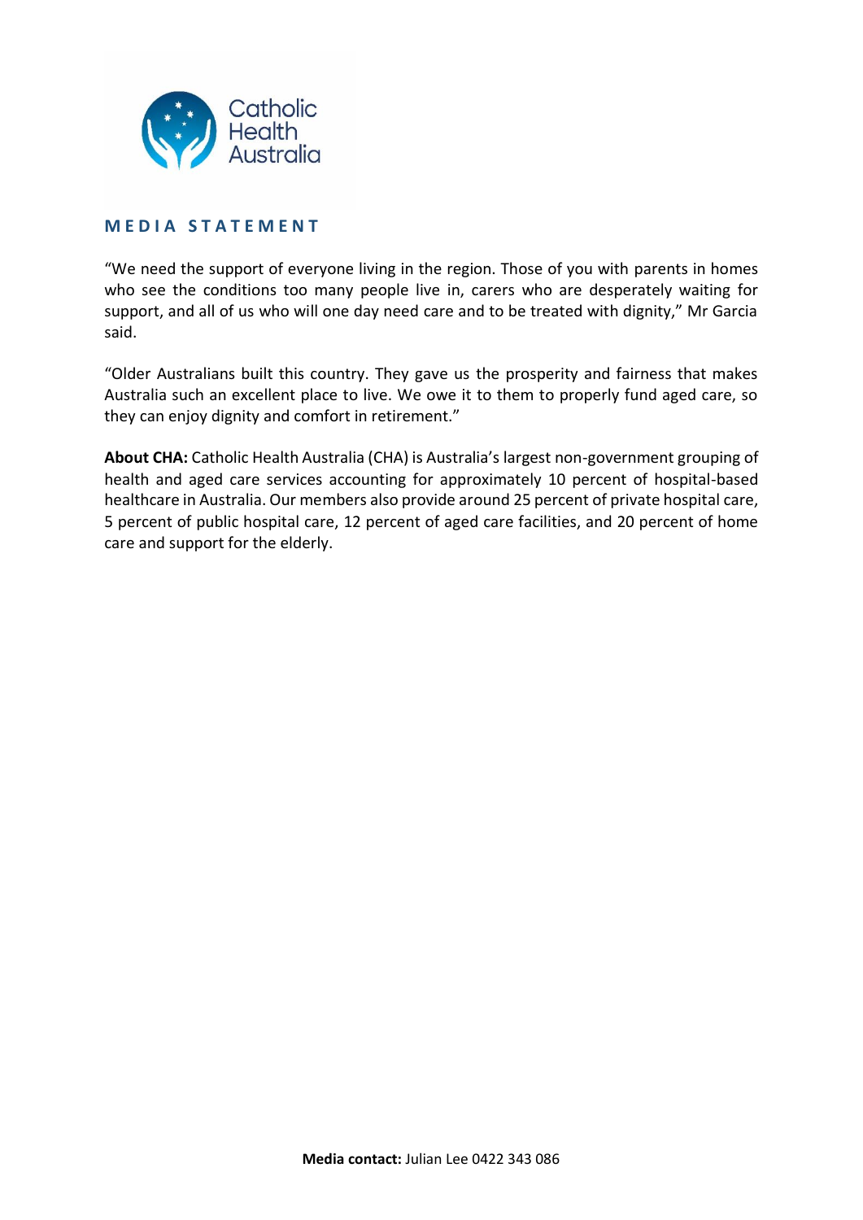Catholic Health Australia

**MEDIA STATEMENT**

"We need the support of everyone living in the region. Those of you with parents in homes who see the conditions too many people live in, carers who are desperately waiting for support, and all of us who will one day need care and to be treated with dignity," Mr Garcia said.

"Older Australians built this country. They gave us the prosperity and fairness that makes Australia such an excellent place to live. We owe it to them to properly fund aged care, so they can enjoy dignity and comfort in retirement."

**About CHA:** Catholic Health Australia (CHA) is Australia's largest non-government grouping of health and aged care services accounting for approximately 10 percent of hospital-based healthcare in Australia. Our members also provide around 25 percent of private hospital care, 5 percent of public hospital care, 12 percent of aged care facilities, and 20 percent of home care and support for the elderly.

**Media contact:** Julian Lee 0422 343 086